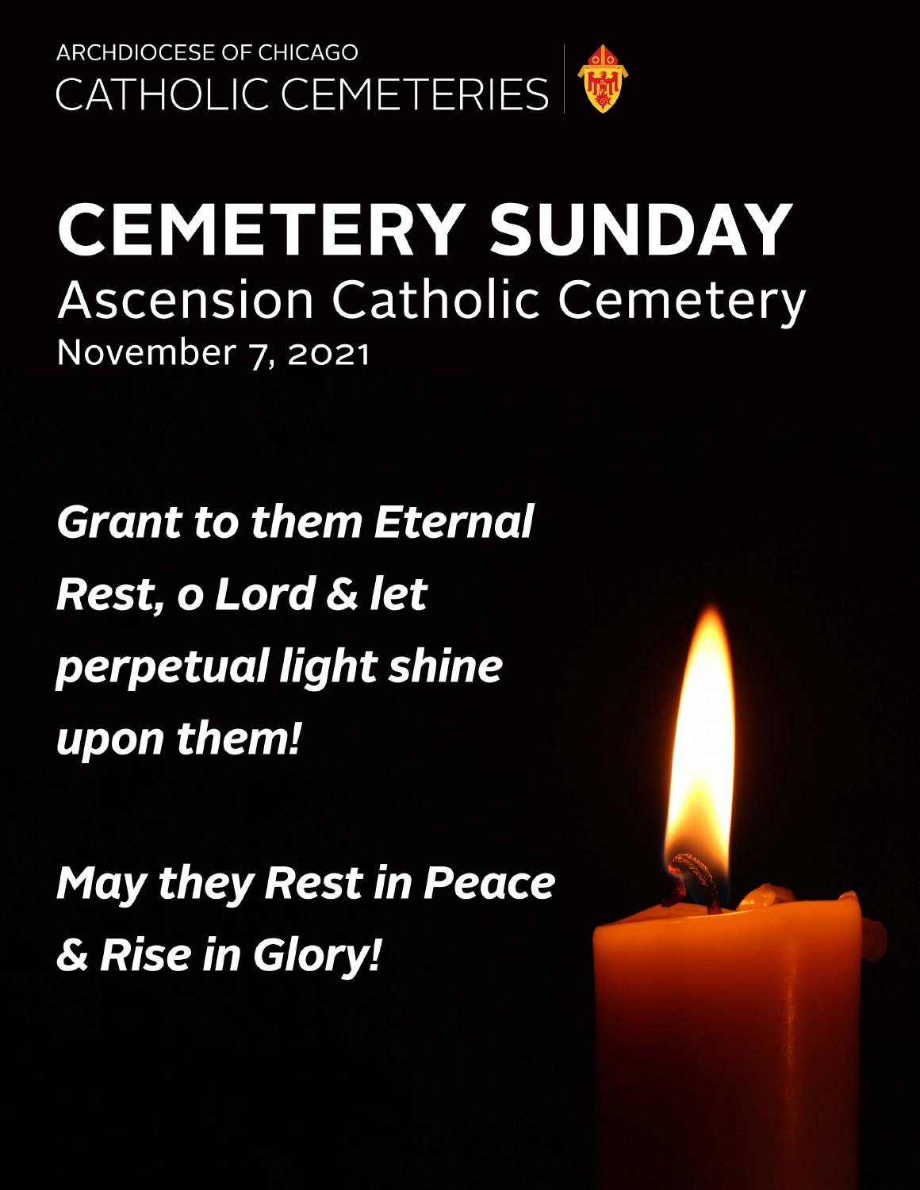ARCHDIOCESE OF CHICAGO

CATHOLIC CEMETERIES

# CEMETERY SUNDAY

## Ascension Catholic Cemetery

November 7, 2021

***Grant to them Eternal Rest, o Lord & let perpetual light shine upon them!***

***May they Rest in Peace & Rise in Glory!***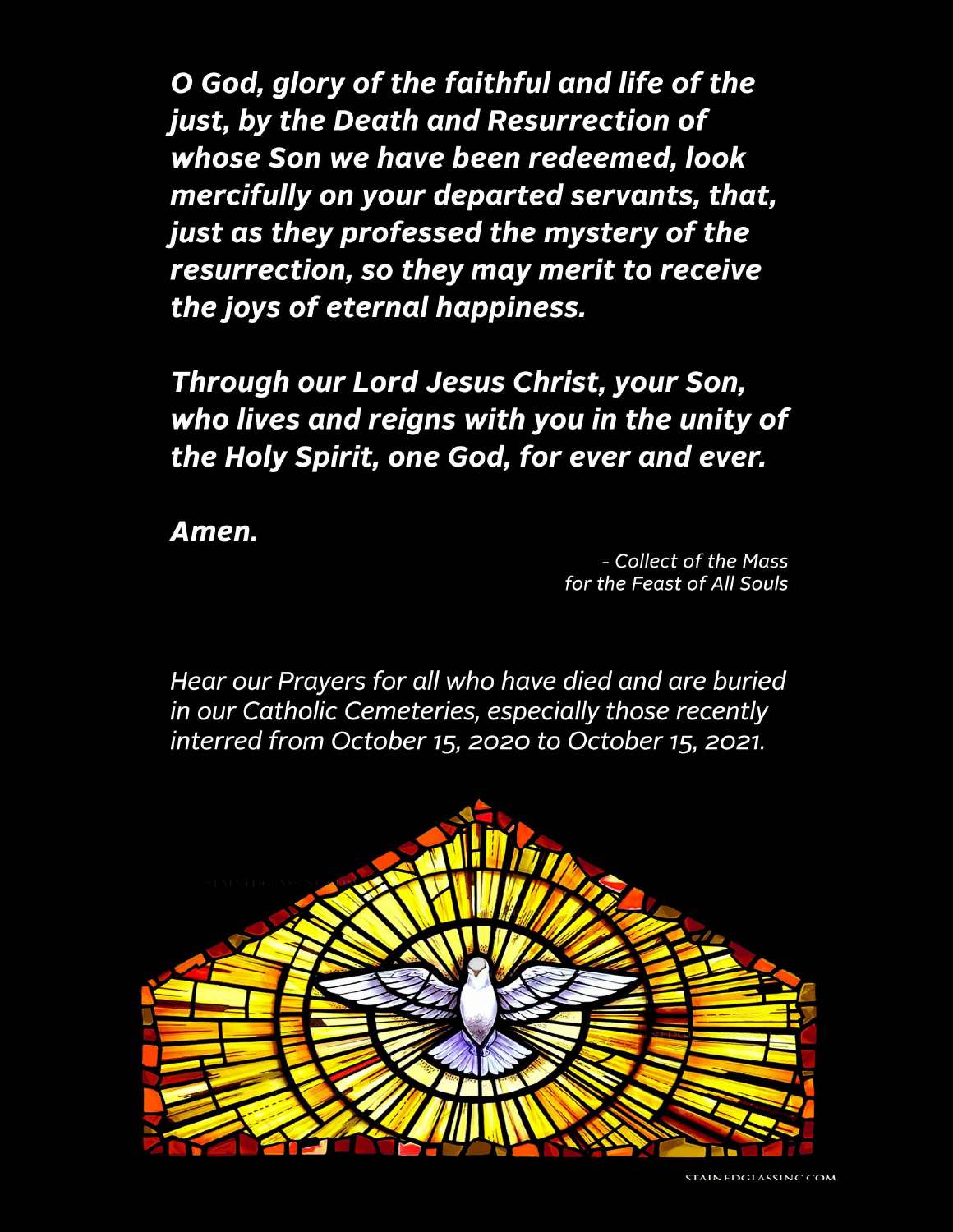***O God, glory of the faithful and life of the just, by the Death and Resurrection of whose Son we have been redeemed, look mercifully on your departed servants, that, just as they professed the mystery of the resurrection, so they may merit to receive the joys of eternal happiness.***

***Through our Lord Jesus Christ, your Son, who lives and reigns with you in the unity of the Holy Spirit, one God, for ever and ever.***

***Amen.***

*- Collect of the Mass for the Feast of All Souls*

*Hear our Prayers for all who have died and are buried in our Catholic Cemeteries, especially those recently interred from October 15, 2020 to October 15, 2021.*

STAINEDGLASSINC.COM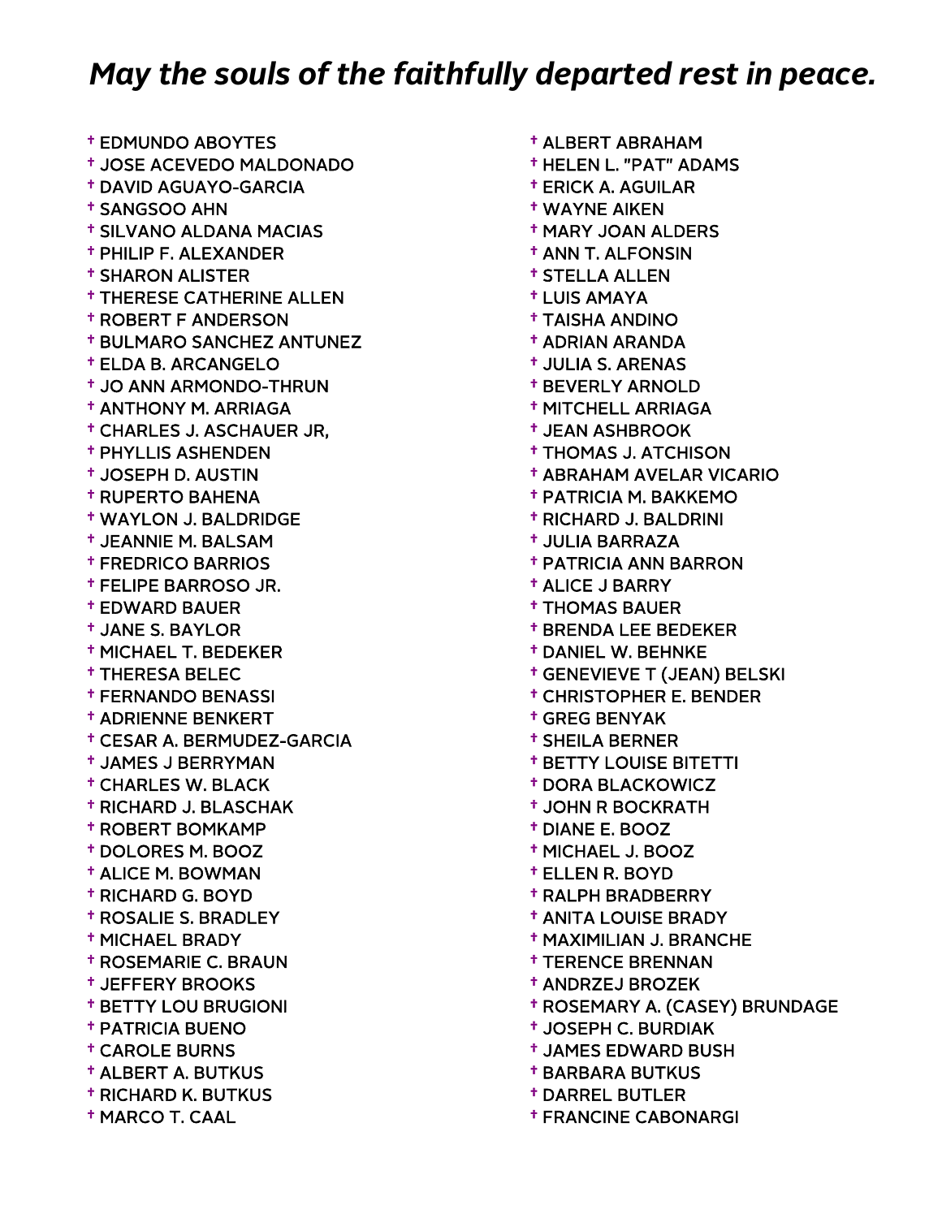# *May the souls of the faithfully departed rest in peace.*

- † EDMUNDO ABOYTES
- † JOSE ACEVEDO MALDONADO
- † DAVID AGUAYO-GARCIA
- † SANGSOO AHN
- † SILVANO ALDANA MACIAS
- † PHILIP F. ALEXANDER
- † SHARON ALISTER
- † THERESE CATHERINE ALLEN
- † ROBERT F ANDERSON
- † BULMARO SANCHEZ ANTUNEZ
- † ELDA B. ARCANGELO
- † JO ANN ARMONDO-THRUN
- † ANTHONY M. ARRIAGA
- † CHARLES J. ASCHAUER JR,
- † PHYLLIS ASHENDEN
- † JOSEPH D. AUSTIN
- † RUPERTO BAHENA
- † WAYLON J. BALDRIDGE
- † JEANNIE M. BALSAM
- † FREDRICO BARRIOS
- † FELIPE BARROSO JR.
- † EDWARD BAUER
- † JANE S. BAYLOR
- † MICHAEL T. BEDEKER
- † THERESA BELEC
- † FERNANDO BENASSI
- † ADRIENNE BENKERT
- † CESAR A. BERMUDEZ-GARCIA
- † JAMES J BERRYMAN
- † CHARLES W. BLACK
- † RICHARD J. BLASCHAK
- † ROBERT BOMKAMP
- † DOLORES M. BOOZ
- † ALICE M. BOWMAN
- † RICHARD G. BOYD
- † ROSALIE S. BRADLEY
- † MICHAEL BRADY
- † ROSEMARIE C. BRAUN
- † JEFFERY BROOKS
- † BETTY LOU BRUGIONI
- † PATRICIA BUENO
- † CAROLE BURNS
- † ALBERT A. BUTKUS
- † RICHARD K. BUTKUS
- † MARCO T. CAAL
- † ALBERT ABRAHAM
- † HELEN L. "PAT" ADAMS
- † ERICK A. AGUILAR
- † WAYNE AIKEN
- † MARY JOAN ALDERS
- † ANN T. ALFONSIN
- † STELLA ALLEN
- † LUIS AMAYA
- † TAISHA ANDINO
- † ADRIAN ARANDA
- † JULIA S. ARENAS
- † BEVERLY ARNOLD
- † MITCHELL ARRIAGA
- † JEAN ASHBROOK
- † THOMAS J. ATCHISON
- † ABRAHAM AVELAR VICARIO
- † PATRICIA M. BAKKEMO
- † RICHARD J. BALDRINI
- † JULIA BARRAZA
- † PATRICIA ANN BARRON
- † ALICE J BARRY
- † THOMAS BAUER
- † BRENDA LEE BEDEKER
- † DANIEL W. BEHNKE
- † GENEVIEVE T (JEAN) BELSKI
- † CHRISTOPHER E. BENDER
- † GREG BENYAK
- † SHEILA BERNER
- † BETTY LOUISE BITETTI
- † DORA BLACKOWICZ
- † JOHN R BOCKRATH
- † DIANE E. BOOZ
- † MICHAEL J. BOOZ
- † ELLEN R. BOYD
- † RALPH BRADBERRY
- † ANITA LOUISE BRADY
- † MAXIMILIAN J. BRANCHE
- † TERENCE BRENNAN
- † ANDRZEJ BROZEK
- † ROSEMARY A. (CASEY) BRUNDAGE
- † JOSEPH C. BURDIAK
- † JAMES EDWARD BUSH
- † BARBARA BUTKUS
- † DARREL BUTLER
- † FRANCINE CABONARGI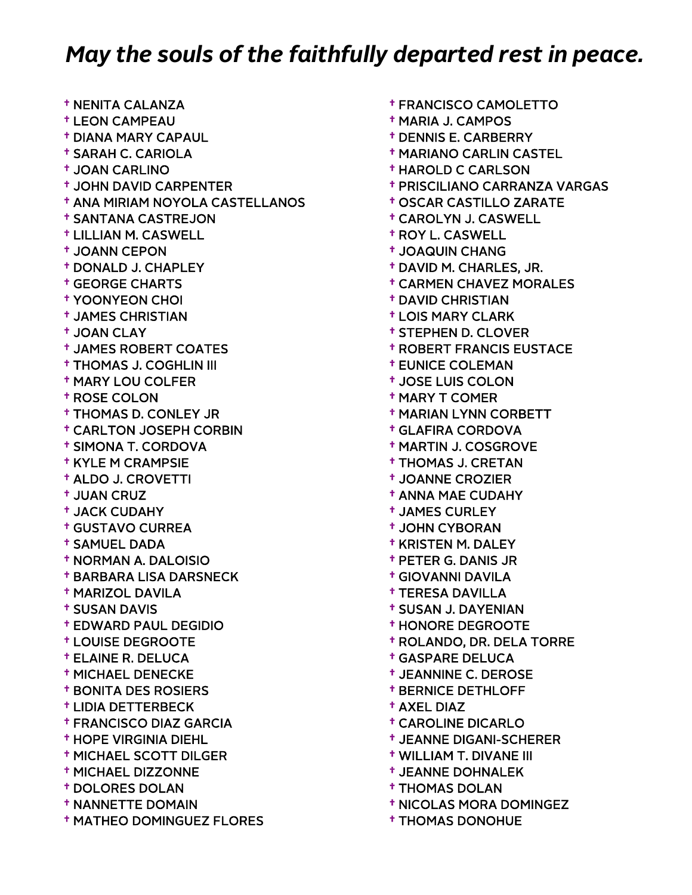# *May the souls of the faithfully departed rest in peace.*

- † NENITA CALANZA
- † LEON CAMPEAU
- † DIANA MARY CAPAUL
- † SARAH C. CARIOLA
- † JOAN CARLINO
- † JOHN DAVID CARPENTER
- † ANA MIRIAM NOYOLA CASTELLANOS
- † SANTANA CASTREJON
- † LILLIAN M. CASWELL
- † JOANN CEPON
- † DONALD J. CHAPLEY
- † GEORGE CHARTS
- † YOONYEON CHOI
- † JAMES CHRISTIAN
- † JOAN CLAY
- † JAMES ROBERT COATES
- † THOMAS J. COGHLIN III
- † MARY LOU COLFER
- † ROSE COLON
- † THOMAS D. CONLEY JR
- † CARLTON JOSEPH CORBIN
- † SIMONA T. CORDOVA
- † KYLE M CRAMPSIE
- † ALDO J. CROVETTI
- † JUAN CRUZ
- † JACK CUDAHY
- † GUSTAVO CURREA
- † SAMUEL DADA
- † NORMAN A. DALOISIO
- † BARBARA LISA DARSNECK
- † MARIZOL DAVILA
- † SUSAN DAVIS
- † EDWARD PAUL DEGIDIO
- † LOUISE DEGROOTE
- † ELAINE R. DELUCA
- † MICHAEL DENECKE
- † BONITA DES ROSIERS
- † LIDIA DETTERBECK
- † FRANCISCO DIAZ GARCIA
- † HOPE VIRGINIA DIEHL
- † MICHAEL SCOTT DILGER
- † MICHAEL DIZZONNE
- † DOLORES DOLAN
- † NANNETTE DOMAIN
- † MATHEO DOMINGUEZ FLORES
- † FRANCISCO CAMOLETTO
- † MARIA J. CAMPOS
- † DENNIS E. CARBERRY
- † MARIANO CARLIN CASTEL
- † HAROLD C CARLSON
- † PRISCILIANO CARRANZA VARGAS
- † OSCAR CASTILLO ZARATE
- † CAROLYN J. CASWELL
- † ROY L. CASWELL
- † JOAQUIN CHANG
- † DAVID M. CHARLES, JR.
- † CARMEN CHAVEZ MORALES
- † DAVID CHRISTIAN
- † LOIS MARY CLARK
- † STEPHEN D. CLOVER
- † ROBERT FRANCIS EUSTACE
- † EUNICE COLEMAN
- † JOSE LUIS COLON
- † MARY T COMER
- † MARIAN LYNN CORBETT
- † GLAFIRA CORDOVA
- † MARTIN J. COSGROVE
- † THOMAS J. CRETAN
- † JOANNE CROZIER
- † ANNA MAE CUDAHY
- † JAMES CURLEY
- † JOHN CYBORAN
- † KRISTEN M. DALEY
- † PETER G. DANIS JR
- † GIOVANNI DAVILA
- † TERESA DAVILLA
- † SUSAN J. DAYENIAN
- † HONORE DEGROOTE
- † ROLANDO, DR. DELA TORRE
- † GASPARE DELUCA
- † JEANNINE C. DEROSE
- † BERNICE DETHLOFF
- † AXEL DIAZ
- † CAROLINE DICARLO
- † JEANNE DIGANI-SCHERER
- † WILLIAM T. DIVANE III
- † JEANNE DOHNALEK
- † THOMAS DOLAN
- † NICOLAS MORA DOMINGEZ
- † THOMAS DONOHUE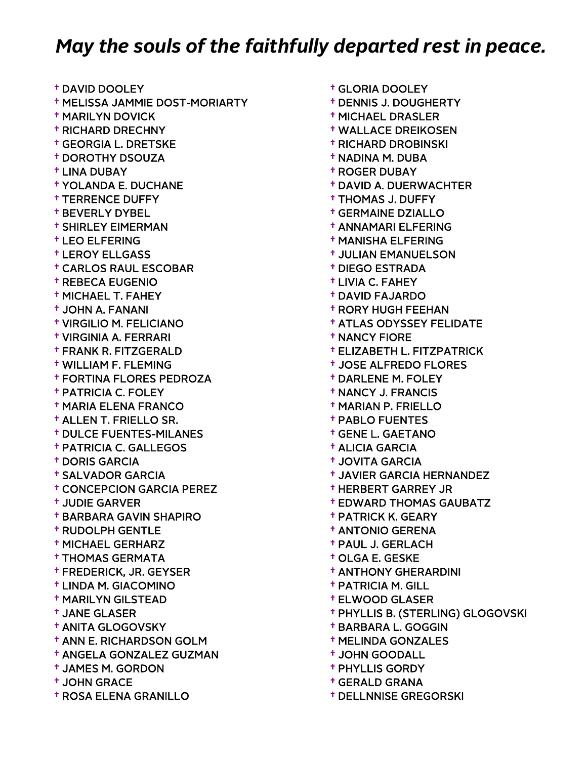## *May the souls of the faithfully departed rest in peace.*

- † DAVID DOOLEY
- † MELISSA JAMMIE DOST-MORIARTY
- † MARILYN DOVICK
- † RICHARD DRECHNY
- † GEORGIA L. DRETSKE
- † DOROTHY DSOUZA
- † LINA DUBAY
- † YOLANDA E. DUCHANE
- † TERRENCE DUFFY
- † BEVERLY DYBEL
- † SHIRLEY EIMERMAN
- † LEO ELFERING
- † LEROY ELLGASS
- † CARLOS RAUL ESCOBAR
- † REBECA EUGENIO
- † MICHAEL T. FAHEY
- † JOHN A. FANANI
- † VIRGILIO M. FELICIANO
- † VIRGINIA A. FERRARI
- † FRANK R. FITZGERALD
- † WILLIAM F. FLEMING
- † FORTINA FLORES PEDROZA
- † PATRICIA C. FOLEY
- † MARIA ELENA FRANCO
- † ALLEN T. FRIELLO SR.
- † DULCE FUENTES-MILANES
- † PATRICIA C. GALLEGOS
- † DORIS GARCIA
- † SALVADOR GARCIA
- † CONCEPCION GARCIA PEREZ
- † JUDIE GARVER
- † BARBARA GAVIN SHAPIRO
- † RUDOLPH GENTLE
- † MICHAEL GERHARZ
- † THOMAS GERMATA
- † FREDERICK, JR. GEYSER
- † LINDA M. GIACOMINO
- † MARILYN GILSTEAD
- † JANE GLASER
- † ANITA GLOGOVSKY
- † ANN E. RICHARDSON GOLM
- † ANGELA GONZALEZ GUZMAN
- † JAMES M. GORDON
- † JOHN GRACE
- † ROSA ELENA GRANILLO
- † GLORIA DOOLEY
- † DENNIS J. DOUGHERTY
- † MICHAEL DRASLER
- † WALLACE DREIKOSEN
- † RICHARD DROBINSKI
- † NADINA M. DUBA
- † ROGER DUBAY
- † DAVID A. DUERWACHTER
- † THOMAS J. DUFFY
- † GERMAINE DZIALLO
- † ANNAMARI ELFERING
- † MANISHA ELFERING
- † JULIAN EMANUELSON
- † DIEGO ESTRADA
- † LIVIA C. FAHEY
- † DAVID FAJARDO
- † RORY HUGH FEEHAN
- † ATLAS ODYSSEY FELIDATE
- † NANCY FIORE
- † ELIZABETH L. FITZPATRICK
- † JOSE ALFREDO FLORES
- † DARLENE M. FOLEY
- † NANCY J. FRANCIS
- † MARIAN P. FRIELLO
- † PABLO FUENTES
- † GENE L. GAETANO
- † ALICIA GARCIA
- † JOVITA GARCIA
- † JAVIER GARCIA HERNANDEZ
- † HERBERT GARREY JR
- † EDWARD THOMAS GAUBATZ
- † PATRICK K. GEARY
- † ANTONIO GERENA
- † PAUL J. GERLACH
- † OLGA E. GESKE
- † ANTHONY GHERARDINI
- † PATRICIA M. GILL
- † ELWOOD GLASER
- † PHYLLIS B. (STERLING) GLOGOVSKI
- † BARBARA L. GOGGIN
- † MELINDA GONZALES
- † JOHN GOODALL
- † PHYLLIS GORDY
- † GERALD GRANA
- † DELLNNISE GREGORSKI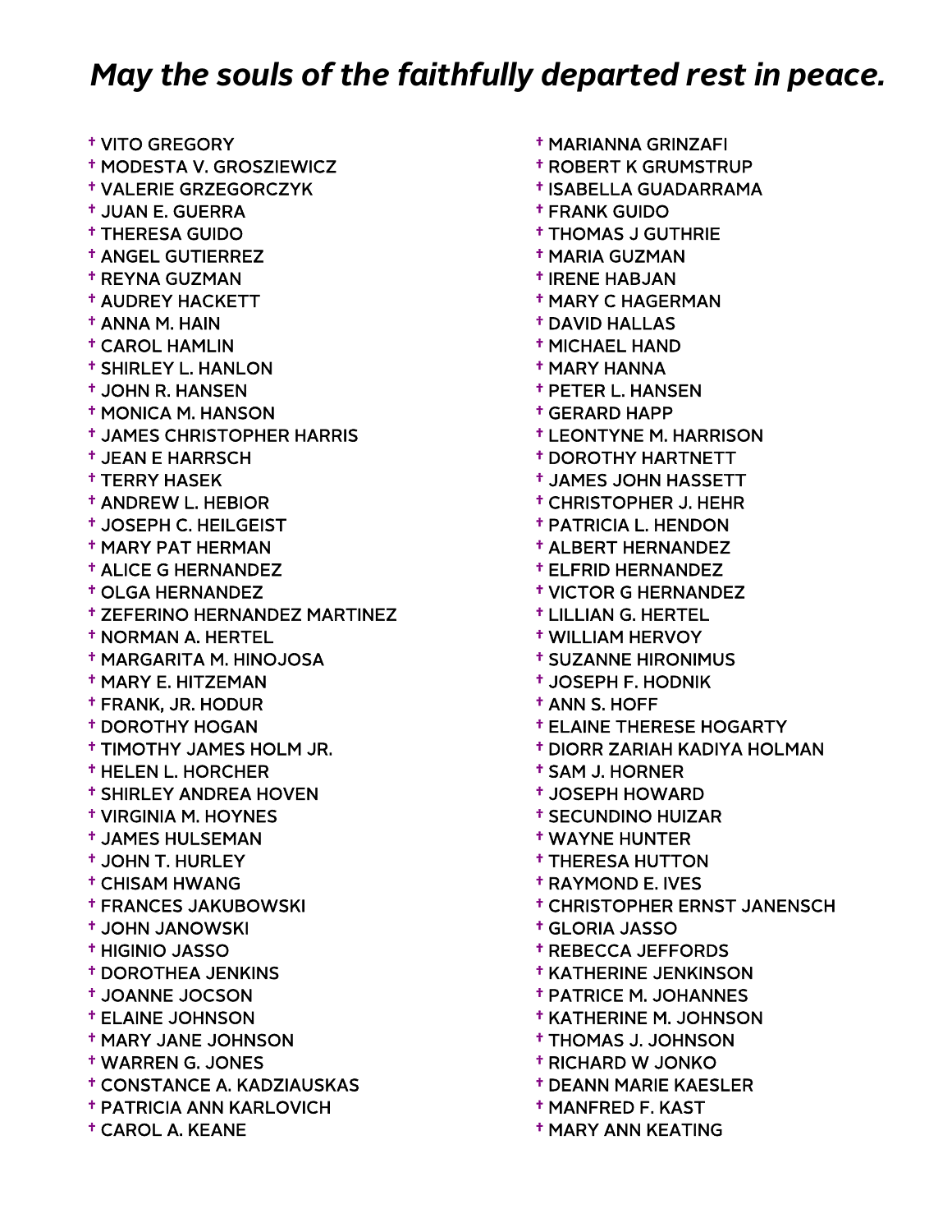## *May the souls of the faithfully departed rest in peace.*

- † VITO GREGORY
- † MODESTA V. GROSZIEWICZ
- † VALERIE GRZEGORCZYK
- † JUAN E. GUERRA
- † THERESA GUIDO
- † ANGEL GUTIERREZ
- † REYNA GUZMAN
- † AUDREY HACKETT
- † ANNA M. HAIN
- † CAROL HAMLIN
- † SHIRLEY L. HANLON
- † JOHN R. HANSEN
- † MONICA M. HANSON
- † JAMES CHRISTOPHER HARRIS
- † JEAN E HARRSCH
- † TERRY HASEK
- † ANDREW L. HEBIOR
- † JOSEPH C. HEILGEIST
- † MARY PAT HERMAN
- † ALICE G HERNANDEZ
- † OLGA HERNANDEZ
- † ZEFERINO HERNANDEZ MARTINEZ
- † NORMAN A. HERTEL
- † MARGARITA M. HINOJOSA
- † MARY E. HITZEMAN
- † FRANK, JR. HODUR
- † DOROTHY HOGAN
- † TIMOTHY JAMES HOLM JR.
- † HELEN L. HORCHER
- † SHIRLEY ANDREA HOVEN
- † VIRGINIA M. HOYNES
- † JAMES HULSEMAN
- † JOHN T. HURLEY
- † CHISAM HWANG
- † FRANCES JAKUBOWSKI
- † JOHN JANOWSKI
- † HIGINIO JASSO
- † DOROTHEA JENKINS
- † JOANNE JOCSON
- † ELAINE JOHNSON
- † MARY JANE JOHNSON
- † WARREN G. JONES
- † CONSTANCE A. KADZIAUSKAS
- † PATRICIA ANN KARLOVICH
- † CAROL A. KEANE
- † MARIANNA GRINZAFI
- † ROBERT K GRUMSTRUP
- † ISABELLA GUADARRAMA
- † FRANK GUIDO
- † THOMAS J GUTHRIE
- † MARIA GUZMAN
- † IRENE HABJAN
- † MARY C HAGERMAN
- † DAVID HALLAS
- † MICHAEL HAND
- † MARY HANNA
- † PETER L. HANSEN
- † GERARD HAPP
- † LEONTYNE M. HARRISON
- † DOROTHY HARTNETT
- † JAMES JOHN HASSETT
- † CHRISTOPHER J. HEHR
- † PATRICIA L. HENDON
- † ALBERT HERNANDEZ
- † ELFRID HERNANDEZ
- † VICTOR G HERNANDEZ
- † LILLIAN G. HERTEL
- † WILLIAM HERVOY
- † SUZANNE HIRONIMUS
- † JOSEPH F. HODNIK
- † ANN S. HOFF
- † ELAINE THERESE HOGARTY
- † DIORR ZARIAH KADIYA HOLMAN
- † SAM J. HORNER
- † JOSEPH HOWARD
- † SECUNDINO HUIZAR
- † WAYNE HUNTER
- † THERESA HUTTON
- † RAYMOND E. IVES
- † CHRISTOPHER ERNST JANENSCH
- † GLORIA JASSO
- † REBECCA JEFFORDS
- † KATHERINE JENKINSON
- † PATRICE M. JOHANNES
- † KATHERINE M. JOHNSON
- † THOMAS J. JOHNSON
- † RICHARD W JONKO
- † DEANN MARIE KAESLER
- † MANFRED F. KAST
- † MARY ANN KEATING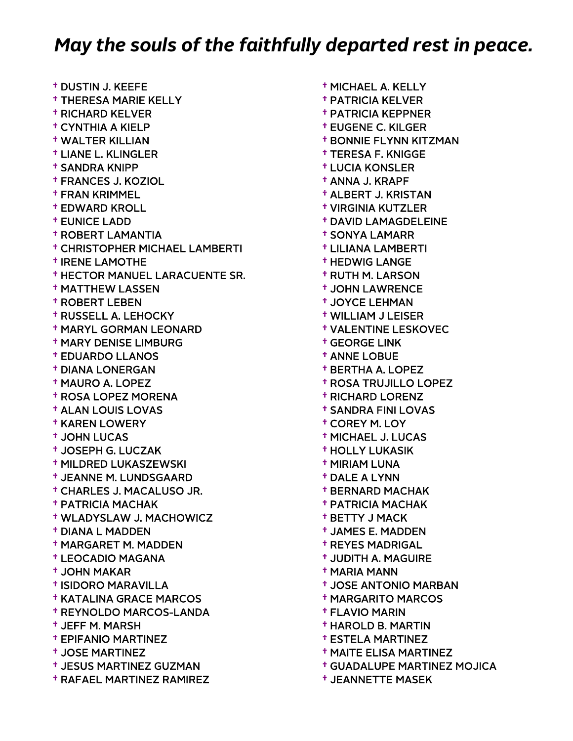## *May the souls of the faithfully departed rest in peace.*

- † DUSTIN J. KEEFE
- † THERESA MARIE KELLY
- † RICHARD KELVER
- † CYNTHIA A KIELP
- † WALTER KILLIAN
- † LIANE L. KLINGLER
- † SANDRA KNIPP
- † FRANCES J. KOZIOL
- † FRAN KRIMMEL
- † EDWARD KROLL
- † EUNICE LADD
- † ROBERT LAMANTIA
- † CHRISTOPHER MICHAEL LAMBERTI
- † IRENE LAMOTHE
- † HECTOR MANUEL LARACUENTE SR.
- † MATTHEW LASSEN
- † ROBERT LEBEN
- † RUSSELL A. LEHOCKY
- † MARYL GORMAN LEONARD
- † MARY DENISE LIMBURG
- † EDUARDO LLANOS
- † DIANA LONERGAN
- † MAURO A. LOPEZ
- † ROSA LOPEZ MORENA
- † ALAN LOUIS LOVAS
- † KAREN LOWERY
- † JOHN LUCAS
- † JOSEPH G. LUCZAK
- † MILDRED LUKASZEWSKI
- † JEANNE M. LUNDSGAARD
- † CHARLES J. MACALUSO JR.
- † PATRICIA MACHAK
- † WLADYSLAW J. MACHOWICZ
- † DIANA L MADDEN
- † MARGARET M. MADDEN
- † LEOCADIO MAGANA
- † JOHN MAKAR
- † ISIDORO MARAVILLA
- † KATALINA GRACE MARCOS
- † REYNOLDO MARCOS-LANDA
- † JEFF M. MARSH
- † EPIFANIO MARTINEZ
- † JOSE MARTINEZ
- † JESUS MARTINEZ GUZMAN
- † RAFAEL MARTINEZ RAMIREZ
- † MICHAEL A. KELLY
- † PATRICIA KELVER
- † PATRICIA KEPPNER
- † EUGENE C. KILGER
- † BONNIE FLYNN KITZMAN
- † TERESA F. KNIGGE
- † LUCIA KONSLER
- † ANNA J. KRAPF
- † ALBERT J. KRISTAN
- † VIRGINIA KUTZLER
- † DAVID LAMAGDELEINE
- † SONYA LAMARR
- † LILIANA LAMBERTI
- † HEDWIG LANGE
- † RUTH M. LARSON
- † JOHN LAWRENCE
- † JOYCE LEHMAN
- † WILLIAM J LEISER
- † VALENTINE LESKOVEC
- † GEORGE LINK
- † ANNE LOBUE
- † BERTHA A. LOPEZ
- † ROSA TRUJILLO LOPEZ
- † RICHARD LORENZ
- † SANDRA FINI LOVAS
- † COREY M. LOY
- † MICHAEL J. LUCAS
- † HOLLY LUKASIK
- † MIRIAM LUNA
- † DALE A LYNN
- † BERNARD MACHAK
- † PATRICIA MACHAK
- † BETTY J MACK
- † JAMES E. MADDEN
- † REYES MADRIGAL
- † JUDITH A. MAGUIRE
- † MARIA MANN
- † JOSE ANTONIO MARBAN
- † MARGARITO MARCOS
- † FLAVIO MARIN
- † HAROLD B. MARTIN
- † ESTELA MARTINEZ
- † MAITE ELISA MARTINEZ
- † GUADALUPE MARTINEZ MOJICA
- † JEANNETTE MASEK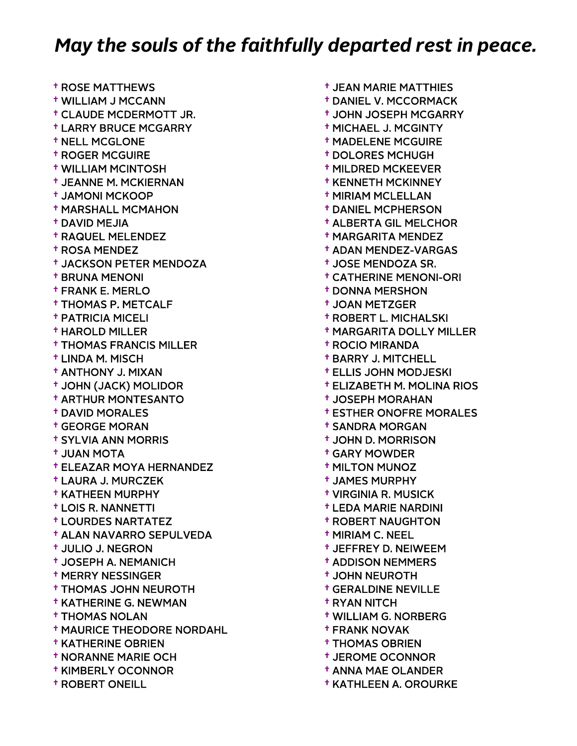## *May the souls of the faithfully departed rest in peace.*

† ROSE MATTHEWS
† WILLIAM J MCCANN
† CLAUDE MCDERMOTT JR.
† LARRY BRUCE MCGARRY
† NELL MCGLONE
† ROGER MCGUIRE
† WILLIAM MCINTOSH
† JEANNE M. MCKIERNAN
† JAMONI MCKOOP
† MARSHALL MCMAHON
† DAVID MEJIA
† RAQUEL MELENDEZ
† ROSA MENDEZ
† JACKSON PETER MENDOZA
† BRUNA MENONI
† FRANK E. MERLO
† THOMAS P. METCALF
† PATRICIA MICELI
† HAROLD MILLER
† THOMAS FRANCIS MILLER
† LINDA M. MISCH
† ANTHONY J. MIXAN
† JOHN (JACK) MOLIDOR
† ARTHUR MONTESANTO
† DAVID MORALES
† GEORGE MORAN
† SYLVIA ANN MORRIS
† JUAN MOTA
† ELEAZAR MOYA HERNANDEZ
† LAURA J. MURCZEK
† KATHEEN MURPHY
† LOIS R. NANNETTI
† LOURDES NARTATEZ
† ALAN NAVARRO SEPULVEDA
† JULIO J. NEGRON
† JOSEPH A. NEMANICH
† MERRY NESSINGER
† THOMAS JOHN NEUROTH
† KATHERINE G. NEWMAN
† THOMAS NOLAN
† MAURICE THEODORE NORDAHL
† KATHERINE OBRIEN
† NORANNE MARIE OCH
† KIMBERLY OCONNOR
† ROBERT ONEILL
† JEAN MARIE MATTHIES
† DANIEL V. MCCORMACK
† JOHN JOSEPH MCGARRY
† MICHAEL J. MCGINTY
† MADELENE MCGUIRE
† DOLORES MCHUGH
† MILDRED MCKEEVER
† KENNETH MCKINNEY
† MIRIAM MCLELLAN
† DANIEL MCPHERSON
† ALBERTA GIL MELCHOR
† MARGARITA MENDEZ
† ADAN MENDEZ-VARGAS
† JOSE MENDOZA SR.
† CATHERINE MENONI-ORI
† DONNA MERSHON
† JOAN METZGER
† ROBERT L. MICHALSKI
† MARGARITA DOLLY MILLER
† ROCIO MIRANDA
† BARRY J. MITCHELL
† ELLIS JOHN MODJESKI
† ELIZABETH M. MOLINA RIOS
† JOSEPH MORAHAN
† ESTHER ONOFRE MORALES
† SANDRA MORGAN
† JOHN D. MORRISON
† GARY MOWDER
† MILTON MUNOZ
† JAMES MURPHY
† VIRGINIA R. MUSICK
† LEDA MARIE NARDINI
† ROBERT NAUGHTON
† MIRIAM C. NEEL
† JEFFREY D. NEIWEEM
† ADDISON NEMMERS
† JOHN NEUROTH
† GERALDINE NEVILLE
† RYAN NITCH
† WILLIAM G. NORBERG
† FRANK NOVAK
† THOMAS OBRIEN
† JEROME OCONNOR
† ANNA MAE OLANDER
† KATHLEEN A. OROURKE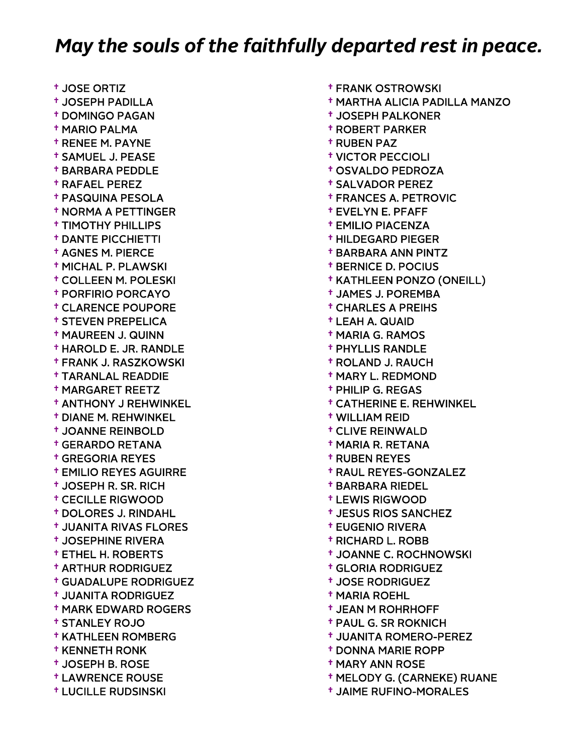## *May the souls of the faithfully departed rest in peace.*

- † JOSE ORTIZ
- † JOSEPH PADILLA
- † DOMINGO PAGAN
- † MARIO PALMA
- † RENEE M. PAYNE
- † SAMUEL J. PEASE
- † BARBARA PEDDLE
- † RAFAEL PEREZ
- † PASQUINA PESOLA
- † NORMA A PETTINGER
- † TIMOTHY PHILLIPS
- † DANTE PICCHIETTI
- † AGNES M. PIERCE
- † MICHAL P. PLAWSKI
- † COLLEEN M. POLESKI
- † PORFIRIO PORCAYO
- † CLARENCE POUPORE
- † STEVEN PREPELICA
- † MAUREEN J. QUINN
- † HAROLD E. JR. RANDLE
- † FRANK J. RASZKOWSKI
- † TARANLAL READDIE
- † MARGARET REETZ
- † ANTHONY J REHWINKEL
- † DIANE M. REHWINKEL
- † JOANNE REINBOLD
- † GERARDO RETANA
- † GREGORIA REYES
- † EMILIO REYES AGUIRRE
- † JOSEPH R. SR. RICH
- † CECILLE RIGWOOD
- † DOLORES J. RINDAHL
- † JUANITA RIVAS FLORES
- † JOSEPHINE RIVERA
- † ETHEL H. ROBERTS
- † ARTHUR RODRIGUEZ
- † GUADALUPE RODRIGUEZ
- † JUANITA RODRIGUEZ
- † MARK EDWARD ROGERS
- † STANLEY ROJO
- † KATHLEEN ROMBERG
- † KENNETH RONK
- † JOSEPH B. ROSE
- † LAWRENCE ROUSE
- † LUCILLE RUDSINSKI
- † FRANK OSTROWSKI
- † MARTHA ALICIA PADILLA MANZO
- † JOSEPH PALKONER
- † ROBERT PARKER
- † RUBEN PAZ
- † VICTOR PECCIOLI
- † OSVALDO PEDROZA
- † SALVADOR PEREZ
- † FRANCES A. PETROVIC
- † EVELYN E. PFAFF
- † EMILIO PIACENZA
- † HILDEGARD PIEGER
- † BARBARA ANN PINTZ
- † BERNICE D. POCIUS
- † KATHLEEN PONZO (ONEILL)
- † JAMES J. POREMBA
- † CHARLES A PREIHS
- † LEAH A. QUAID
- † MARIA G. RAMOS
- † PHYLLIS RANDLE
- † ROLAND J. RAUCH
- † MARY L. REDMOND
- † PHILIP G. REGAS
- † CATHERINE E. REHWINKEL
- † WILLIAM REID
- † CLIVE REINWALD
- † MARIA R. RETANA
- † RUBEN REYES
- † RAUL REYES-GONZALEZ
- † BARBARA RIEDEL
- † LEWIS RIGWOOD
- † JESUS RIOS SANCHEZ
- † EUGENIO RIVERA
- † RICHARD L. ROBB
- † JOANNE C. ROCHNOWSKI
- † GLORIA RODRIGUEZ
- † JOSE RODRIGUEZ
- † MARIA ROEHL
- † JEAN M ROHRHOFF
- † PAUL G. SR ROKNICH
- † JUANITA ROMERO-PEREZ
- † DONNA MARIE ROPP
- † MARY ANN ROSE
- † MELODY G. (CARNEKE) RUANE
- † JAIME RUFINO-MORALES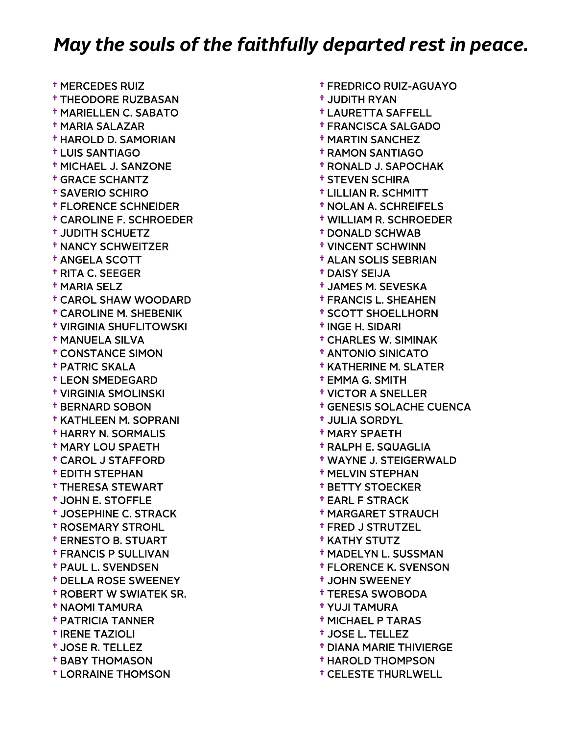# *May the souls of the faithfully departed rest in peace.*

- † MERCEDES RUIZ
- † THEODORE RUZBASAN
- † MARIELLEN C. SABATO
- † MARIA SALAZAR
- † HAROLD D. SAMORIAN
- † LUIS SANTIAGO
- † MICHAEL J. SANZONE
- † GRACE SCHANTZ
- † SAVERIO SCHIRO
- † FLORENCE SCHNEIDER
- † CAROLINE F. SCHROEDER
- † JUDITH SCHUETZ
- † NANCY SCHWEITZER
- † ANGELA SCOTT
- † RITA C. SEEGER
- † MARIA SELZ
- † CAROL SHAW WOODARD
- † CAROLINE M. SHEBENIK
- † VIRGINIA SHUFLITOWSKI
- † MANUELA SILVA
- † CONSTANCE SIMON
- † PATRIC SKALA
- † LEON SMEDEGARD
- † VIRGINIA SMOLINSKI
- † BERNARD SOBON
- † KATHLEEN M. SOPRANI
- † HARRY N. SORMALIS
- † MARY LOU SPAETH
- † CAROL J STAFFORD
- † EDITH STEPHAN
- † THERESA STEWART
- † JOHN E. STOFFLE
- † JOSEPHINE C. STRACK
- † ROSEMARY STROHL
- † ERNESTO B. STUART
- † FRANCIS P SULLIVAN
- † PAUL L. SVENDSEN
- † DELLA ROSE SWEENEY
- † ROBERT W SWIATEK SR.
- † NAOMI TAMURA
- † PATRICIA TANNER
- † IRENE TAZIOLI
- † JOSE R. TELLEZ
- † BABY THOMASON
- † LORRAINE THOMSON
- † FREDRICO RUIZ-AGUAYO
- † JUDITH RYAN
- † LAURETTA SAFFELL
- † FRANCISCA SALGADO
- † MARTIN SANCHEZ
- † RAMON SANTIAGO
- † RONALD J. SAPOCHAK
- † STEVEN SCHIRA
- † LILLIAN R. SCHMITT
- † NOLAN A. SCHREIFELS
- † WILLIAM R. SCHROEDER
- † DONALD SCHWAB
- † VINCENT SCHWINN
- † ALAN SOLIS SEBRIAN
- † DAISY SEIJA
- † JAMES M. SEVESKA
- † FRANCIS L. SHEAHEN
- † SCOTT SHOELLHORN
- † INGE H. SIDARI
- † CHARLES W. SIMINAK
- † ANTONIO SINICATO
- † KATHERINE M. SLATER
- † EMMA G. SMITH
- † VICTOR A SNELLER
- † GENESIS SOLACHE CUENCA
- † JULIA SORDYL
- † MARY SPAETH
- † RALPH E. SQUAGLIA
- † WAYNE J. STEIGERWALD
- † MELVIN STEPHAN
- † BETTY STOECKER
- † EARL F STRACK
- † MARGARET STRAUCH
- † FRED J STRUTZEL
- † KATHY STUTZ
- † MADELYN L. SUSSMAN
- † FLORENCE K. SVENSON
- † JOHN SWEENEY
- † TERESA SWOBODA
- † YUJI TAMURA
- † MICHAEL P TARAS
- † JOSE L. TELLEZ
- † DIANA MARIE THIVIERGE
- † HAROLD THOMPSON
- † CELESTE THURLWELL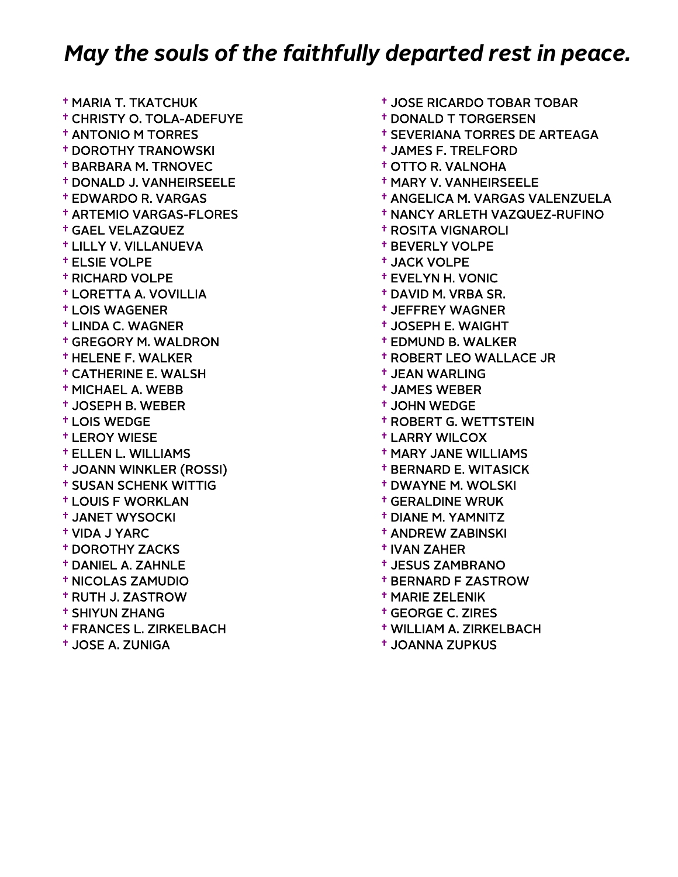# *May the souls of the faithfully departed rest in peace.*

- † MARIA T. TKATCHUK
- † CHRISTY O. TOLA-ADEFUYE
- † ANTONIO M TORRES
- † DOROTHY TRANOWSKI
- † BARBARA M. TRNOVEC
- † DONALD J. VANHEIRSEELE
- † EDWARDO R. VARGAS
- † ARTEMIO VARGAS-FLORES
- † GAEL VELAZQUEZ
- † LILLY V. VILLANUEVA
- † ELSIE VOLPE
- † RICHARD VOLPE
- † LORETTA A. VOVILLIA
- † LOIS WAGENER
- † LINDA C. WAGNER
- † GREGORY M. WALDRON
- † HELENE F. WALKER
- † CATHERINE E. WALSH
- † MICHAEL A. WEBB
- † JOSEPH B. WEBER
- † LOIS WEDGE
- † LEROY WIESE
- † ELLEN L. WILLIAMS
- † JOANN WINKLER (ROSSI)
- † SUSAN SCHENK WITTIG
- † LOUIS F WORKLAN
- † JANET WYSOCKI
- † VIDA J YARC
- † DOROTHY ZACKS
- † DANIEL A. ZAHNLE
- † NICOLAS ZAMUDIO
- † RUTH J. ZASTROW
- † SHIYUN ZHANG
- † FRANCES L. ZIRKELBACH
- † JOSE A. ZUNIGA
- † JOSE RICARDO TOBAR TOBAR
- † DONALD T TORGERSEN
- † SEVERIANA TORRES DE ARTEAGA
- † JAMES F. TRELFORD
- † OTTO R. VALNOHA
- † MARY V. VANHEIRSEELE
- † ANGELICA M. VARGAS VALENZUELA
- † NANCY ARLETH VAZQUEZ-RUFINO
- † ROSITA VIGNAROLI
- † BEVERLY VOLPE
- † JACK VOLPE
- † EVELYN H. VONIC
- † DAVID M. VRBA SR.
- † JEFFREY WAGNER
- † JOSEPH E. WAIGHT
- † EDMUND B. WALKER
- † ROBERT LEO WALLACE JR
- † JEAN WARLING
- † JAMES WEBER
- † JOHN WEDGE
- † ROBERT G. WETTSTEIN
- † LARRY WILCOX
- † MARY JANE WILLIAMS
- † BERNARD E. WITASICK
- † DWAYNE M. WOLSKI
- † GERALDINE WRUK
- † DIANE M. YAMNITZ
- † ANDREW ZABINSKI
- † IVAN ZAHER
- † JESUS ZAMBRANO
- † BERNARD F ZASTROW
- † MARIE ZELENIK
- † GEORGE C. ZIRES
- † WILLIAM A. ZIRKELBACH
- † JOANNA ZUPKUS